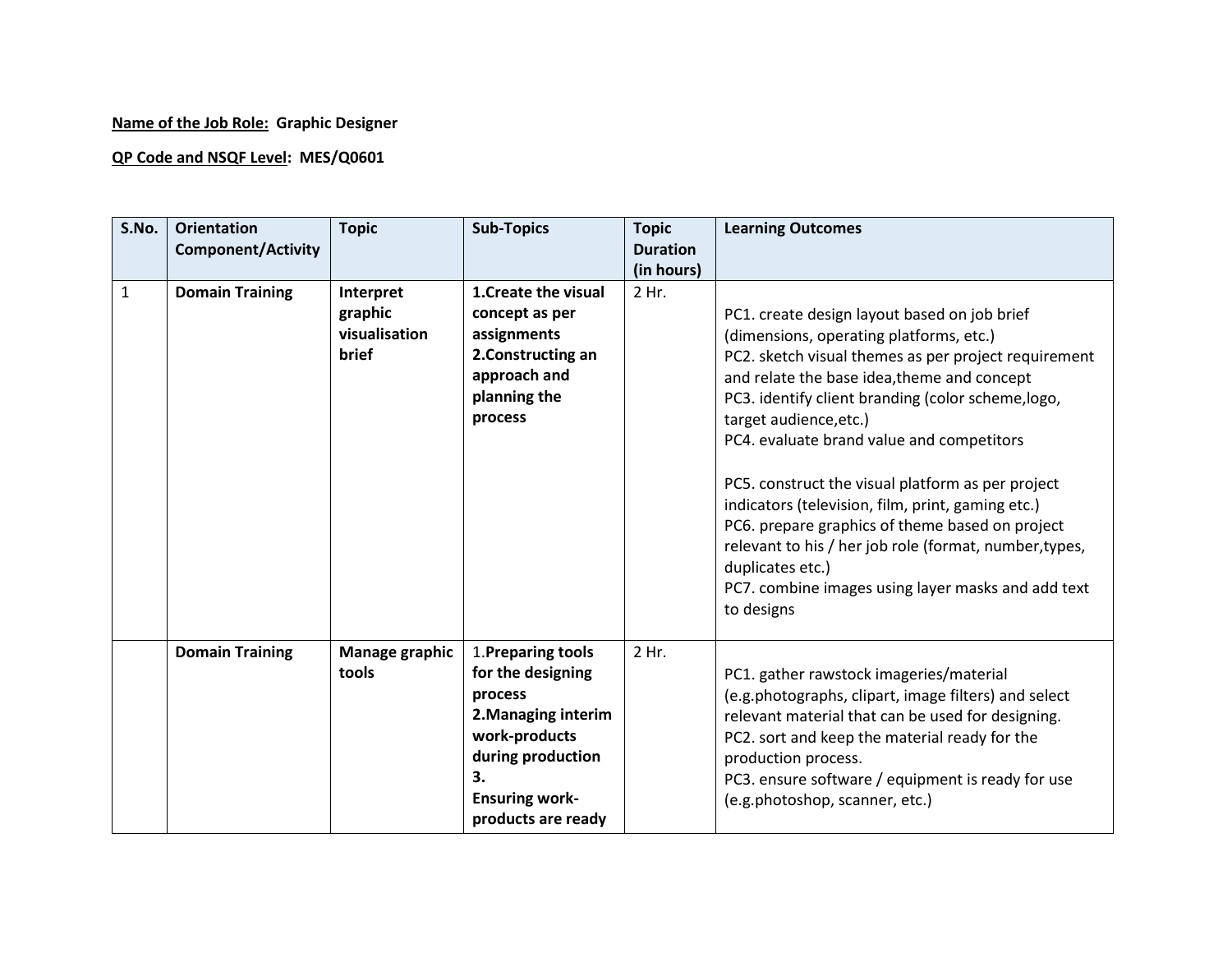**Name of the Job Role:** **Graphic Designer**

**QP Code and NSQF Level:** **MES/Q0601**

| S.No. | Orientation Component/Activity | Topic | Sub-Topics | Topic Duration (in hours) | Learning Outcomes |
|---|---|---|---|---|---|
| 1 | **Domain Training** | **Interpret graphic visualisation brief** | **1.Create the visual concept as per assignments**<br>**2.Constructing an approach and planning the process** | 2 Hr. | PC1. create design layout based on job brief (dimensions, operating platforms, etc.)<br>PC2. sketch visual themes as per project requirement and relate the base idea,theme and concept<br>PC3. identify client branding (color scheme,logo, target audience,etc.)<br>PC4. evaluate brand value and competitors<br><br>PC5. construct the visual platform as per project indicators (television, film, print, gaming etc.)<br>PC6. prepare graphics of theme based on project relevant to his / her job role (format, number,types, duplicates etc.)<br>PC7. combine images using layer masks and add text to designs |
| | **Domain Training** | **Manage graphic tools** | 1.**Preparing tools for the designing process**<br>**2.Managing interim work-products during production**<br>**3. Ensuring work-products are ready** | 2 Hr. | PC1. gather rawstock imageries/material (e.g.photographs, clipart, image filters) and select relevant material that can be used for designing.<br>PC2. sort and keep the material ready for the production process.<br>PC3. ensure software / equipment is ready for use (e.g.photoshop, scanner, etc.) |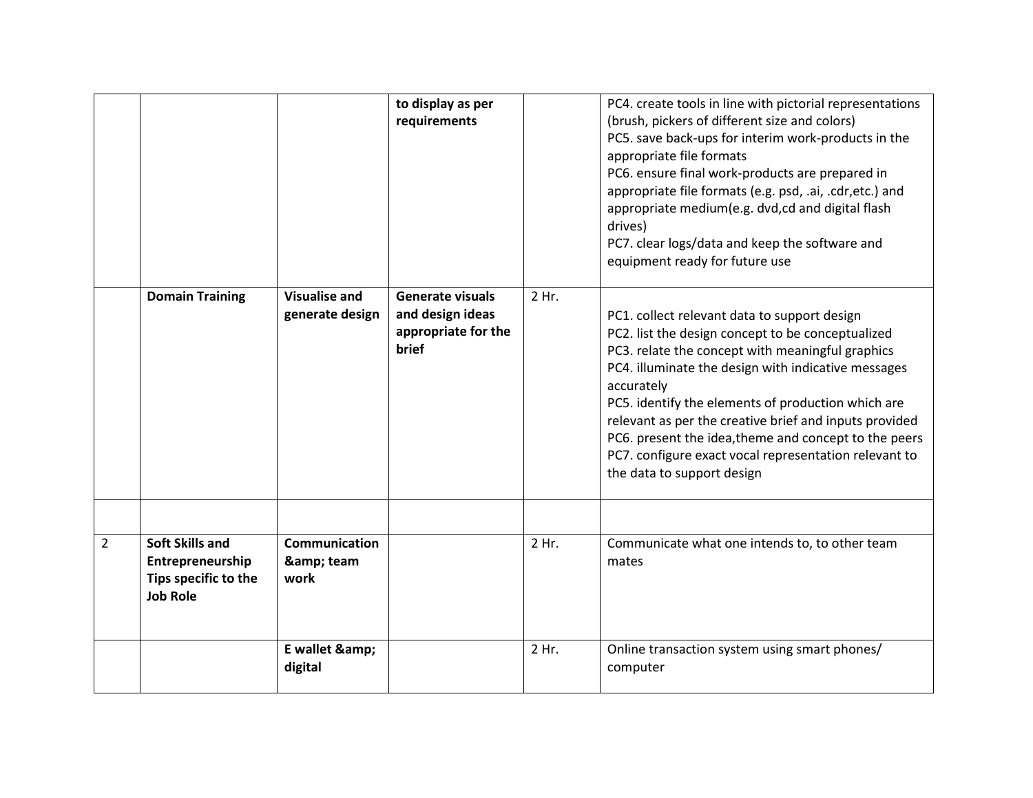| | | | | | |
|---|---|---|---|---|---|
| | | | **to display as per requirements** | | PC4. create tools in line with pictorial representations (brush, pickers of different size and colors)<br>PC5. save back-ups for interim work-products in the appropriate file formats<br>PC6. ensure final work-products are prepared in appropriate file formats (e.g. psd, .ai, .cdr,etc.) and appropriate medium(e.g. dvd,cd and digital flash drives)<br>PC7. clear logs/data and keep the software and equipment ready for future use |
| | **Domain Training** | **Visualise and generate design** | **Generate visuals and design ideas appropriate for the brief** | 2 Hr. | PC1. collect relevant data to support design<br>PC2. list the design concept to be conceptualized<br>PC3. relate the concept with meaningful graphics<br>PC4. illuminate the design with indicative messages accurately<br>PC5. identify the elements of production which are relevant as per the creative brief and inputs provided<br>PC6. present the idea,theme and concept to the peers<br>PC7. configure exact vocal representation relevant to the data to support design |
| | | | | | |
| 2 | **Soft Skills and Entrepreneurship Tips specific to the Job Role** | **Communication &amp; team work** | | 2 Hr. | Communicate what one intends to, to other team mates |
| | | **E wallet &amp; digital** | | 2 Hr. | Online transaction system using smart phones/ computer |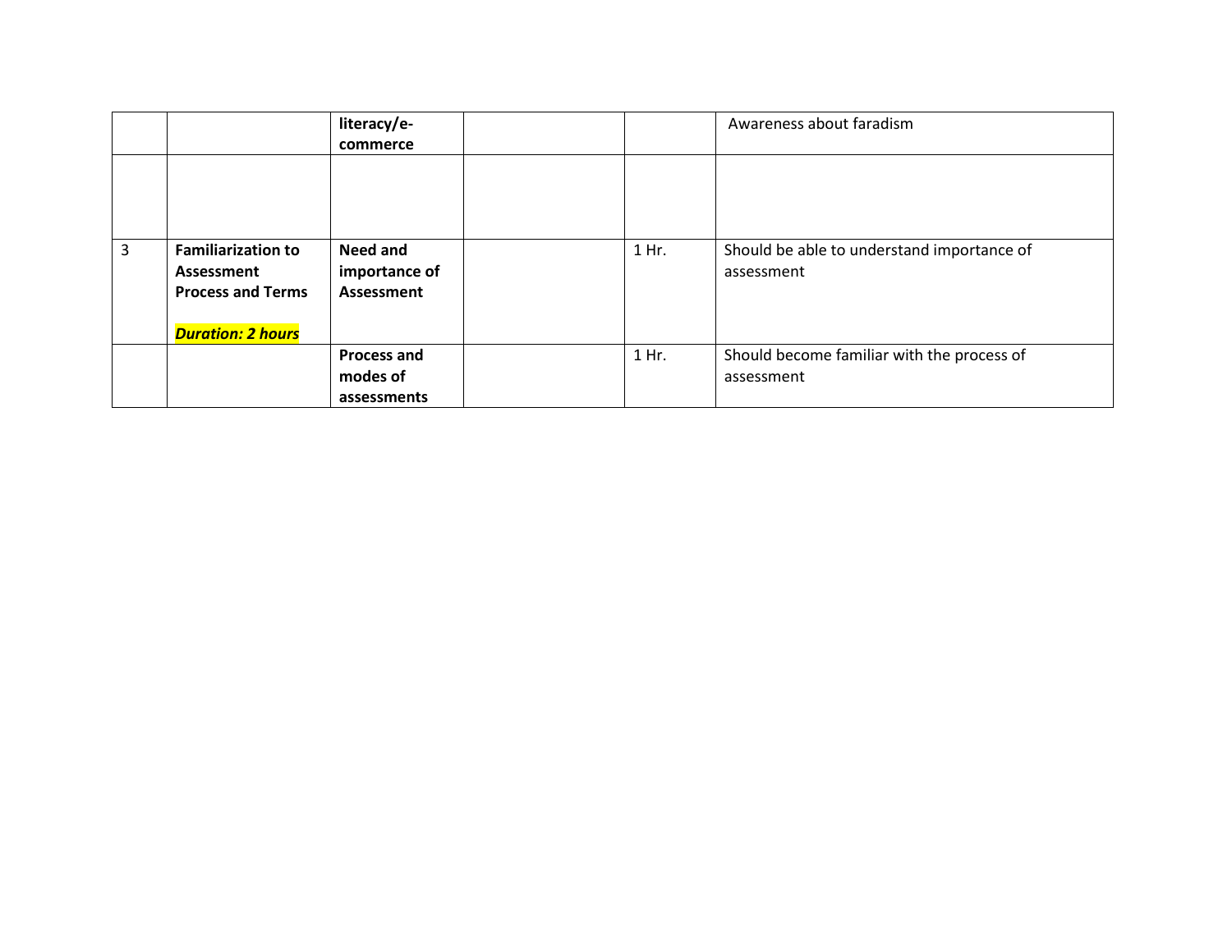| | | | | | |
|---|---|---|---|---|---|
| | | **literacy/e-commerce** | | | Awareness about faradism |
| | | | | | |
| 3 | **Familiarization to Assessment Process and Terms** ***Duration: 2 hours*** | **Need and importance of Assessment** | | 1 Hr. | Should be able to understand importance of assessment |
| | | **Process and modes of assessments** | | 1 Hr. | Should become familiar with the process of assessment |